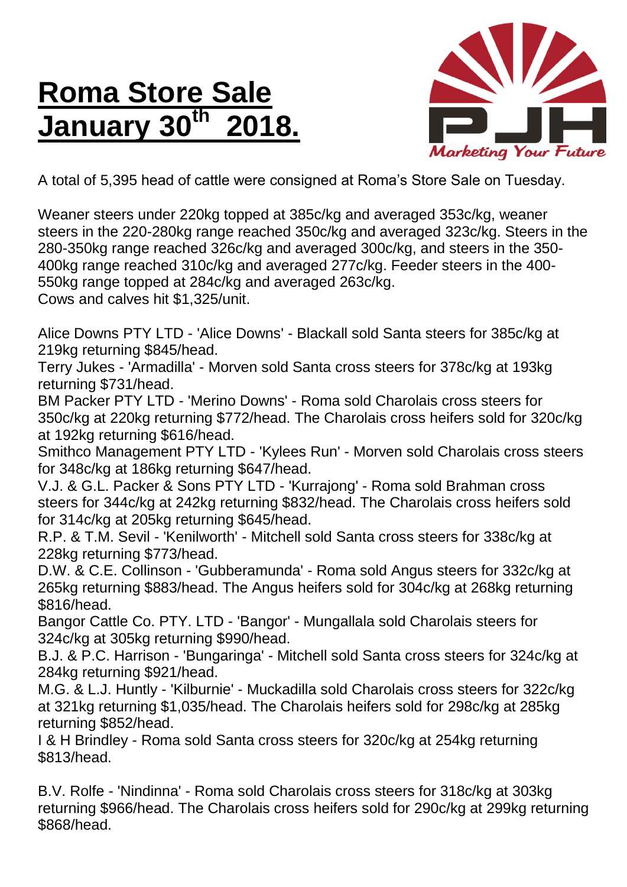# Roma Store Sale January 30th 2018.

A total of 5,395 head of cattle were consigned at Roma's Store Sale on Tuesday.

Weaner steers under 220kg topped at 385c/kg and averaged 353c/kg, weaner steers in the 220-280kg range reached 350c/kg and averaged 323c/kg. Steers in the 280-350kg range reached 326c/kg and averaged 300c/kg, and steers in the 350-400kg range reached 310c/kg and averaged 277c/kg. Feeder steers in the 400-550kg range topped at 284c/kg and averaged 263c/kg.
Cows and calves hit $1,325/unit.

Alice Downs PTY LTD - 'Alice Downs' - Blackall sold Santa steers for 385c/kg at 219kg returning $845/head.
Terry Jukes - 'Armadilla' - Morven sold Santa cross steers for 378c/kg at 193kg returning $731/head.
BM Packer PTY LTD - 'Merino Downs' - Roma sold Charolais cross steers for 350c/kg at 220kg returning $772/head. The Charolais cross heifers sold for 320c/kg at 192kg returning $616/head.
Smithco Management PTY LTD - 'Kylees Run' - Morven sold Charolais cross steers for 348c/kg at 186kg returning $647/head.
V.J. & G.L. Packer & Sons PTY LTD - 'Kurrajong' - Roma sold Brahman cross steers for 344c/kg at 242kg returning $832/head. The Charolais cross heifers sold for 314c/kg at 205kg returning $645/head.
R.P. & T.M. Sevil - 'Kenilworth' - Mitchell sold Santa cross steers for 338c/kg at 228kg returning $773/head.
D.W. & C.E. Collinson - 'Gubberamunda' - Roma sold Angus steers for 332c/kg at 265kg returning $883/head. The Angus heifers sold for 304c/kg at 268kg returning $816/head.
Bangor Cattle Co. PTY. LTD - 'Bangor' - Mungallala sold Charolais steers for 324c/kg at 305kg returning $990/head.
B.J. & P.C. Harrison - 'Bungaringa' - Mitchell sold Santa cross steers for 324c/kg at 284kg returning $921/head.
M.G. & L.J. Huntly - 'Kilburnie' - Muckadilla sold Charolais cross steers for 322c/kg at 321kg returning $1,035/head. The Charolais heifers sold for 298c/kg at 285kg returning $852/head.
I & H Brindley - Roma sold Santa cross steers for 320c/kg at 254kg returning $813/head.

B.V. Rolfe - 'Nindinna' - Roma sold Charolais cross steers for 318c/kg at 303kg returning $966/head. The Charolais cross heifers sold for 290c/kg at 299kg returning $868/head.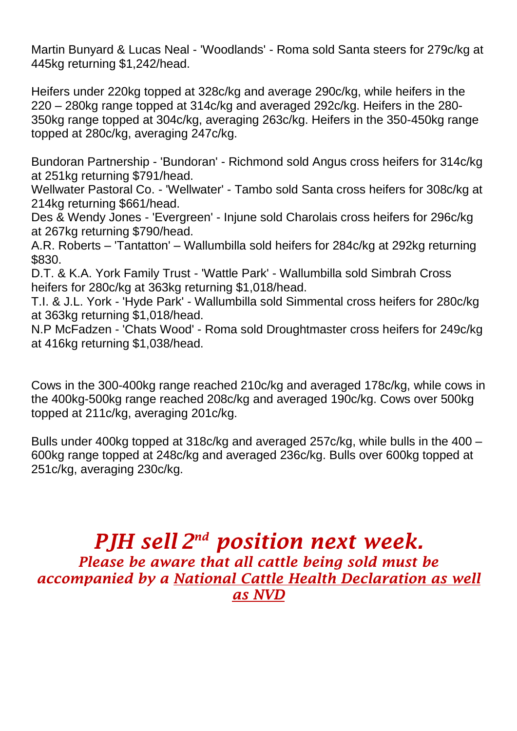Martin Bunyard & Lucas Neal - 'Woodlands' - Roma sold Santa steers for 279c/kg at 445kg returning $1,242/head.

Heifers under 220kg topped at 328c/kg and average 290c/kg, while heifers in the 220 – 280kg range topped at 314c/kg and averaged 292c/kg. Heifers in the 280-350kg range topped at 304c/kg, averaging 263c/kg. Heifers in the 350-450kg range topped at 280c/kg, averaging 247c/kg.

Bundoran Partnership - 'Bundoran' - Richmond sold Angus cross heifers for 314c/kg at 251kg returning $791/head.
Wellwater Pastoral Co. - 'Wellwater' - Tambo sold Santa cross heifers for 308c/kg at 214kg returning $661/head.
Des & Wendy Jones - 'Evergreen' - Injune sold Charolais cross heifers for 296c/kg at 267kg returning $790/head.
A.R. Roberts – 'Tantatton' – Wallumbilla sold heifers for 284c/kg at 292kg returning $830.
D.T. & K.A. York Family Trust - 'Wattle Park' - Wallumbilla sold Simbrah Cross heifers for 280c/kg at 363kg returning $1,018/head.
T.I. & J.L. York - 'Hyde Park' - Wallumbilla sold Simmental cross heifers for 280c/kg at 363kg returning $1,018/head.
N.P McFadzen - 'Chats Wood' - Roma sold Droughtmaster cross heifers for 249c/kg at 416kg returning $1,038/head.

Cows in the 300-400kg range reached 210c/kg and averaged 178c/kg, while cows in the 400kg-500kg range reached 208c/kg and averaged 190c/kg. Cows over 500kg topped at 211c/kg, averaging 201c/kg.

Bulls under 400kg topped at 318c/kg and averaged 257c/kg, while bulls in the 400 – 600kg range topped at 248c/kg and averaged 236c/kg. Bulls over 600kg topped at 251c/kg, averaging 230c/kg.

# *PJH sell 2nd position next week.*

***Please be aware that all cattle being sold must be accompanied by a National Cattle Health Declaration as well as NVD***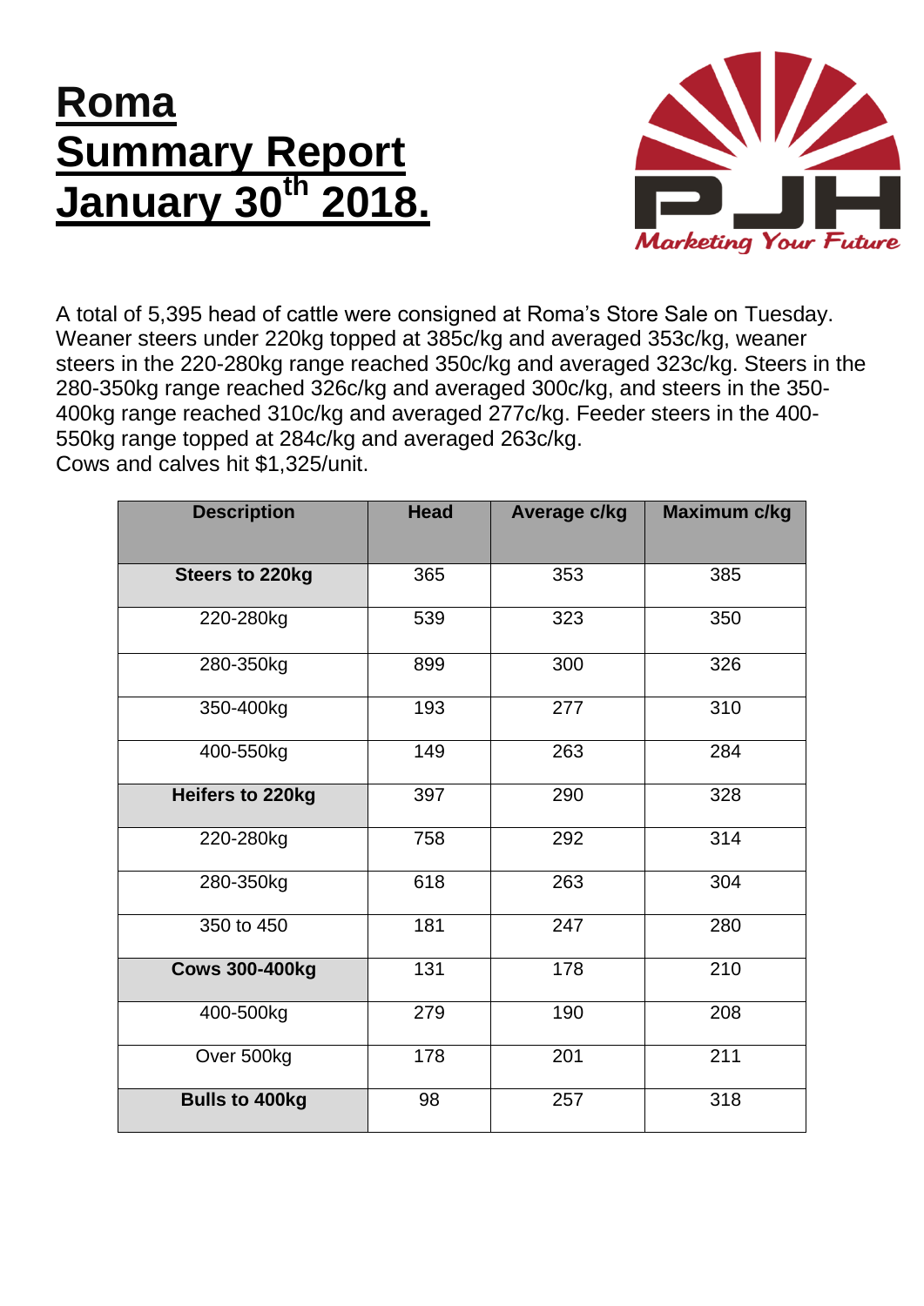# Roma Summary Report January 30th 2018.

PJH

*Marketing Your Future*

A total of 5,395 head of cattle were consigned at Roma's Store Sale on Tuesday. Weaner steers under 220kg topped at 385c/kg and averaged 353c/kg, weaner steers in the 220-280kg range reached 350c/kg and averaged 323c/kg. Steers in the 280-350kg range reached 326c/kg and averaged 300c/kg, and steers in the 350-400kg range reached 310c/kg and averaged 277c/kg. Feeder steers in the 400-550kg range topped at 284c/kg and averaged 263c/kg.
Cows and calves hit $1,325/unit.

| Description | Head | Average c/kg | Maximum c/kg |
|---|---|---|---|
| **Steers to 220kg** | 365 | 353 | 385 |
| 220-280kg | 539 | 323 | 350 |
| 280-350kg | 899 | 300 | 326 |
| 350-400kg | 193 | 277 | 310 |
| 400-550kg | 149 | 263 | 284 |
| **Heifers to 220kg** | 397 | 290 | 328 |
| 220-280kg | 758 | 292 | 314 |
| 280-350kg | 618 | 263 | 304 |
| 350 to 450 | 181 | 247 | 280 |
| **Cows 300-400kg** | 131 | 178 | 210 |
| 400-500kg | 279 | 190 | 208 |
| Over 500kg | 178 | 201 | 211 |
| **Bulls to 400kg** | 98 | 257 | 318 |